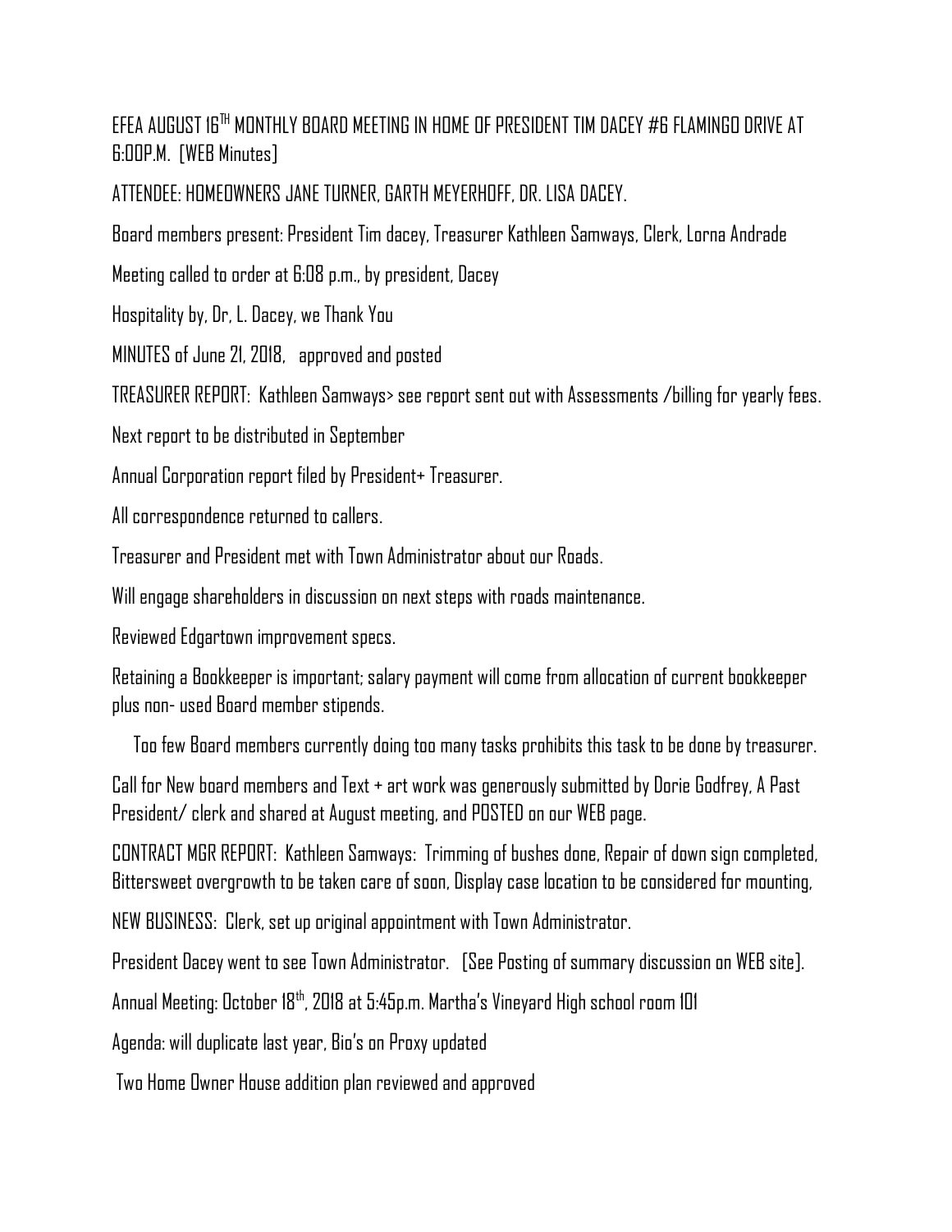EFEA AUGUST 16TH MONTHLY BOARD MEETING IN HOME OF PRESIDENT TIM DACEY #6 FLAMINGO DRIVE AT 6:00P.M. [WEB Minutes]

ATTENDEE: HOMEOWNERS JANE TURNER, GARTH MEYERHOFF, DR. LISA DACEY.

Board members present: President Tim dacey, Treasurer Kathleen Samways, Clerk, Lorna Andrade

Meeting called to order at 6:08 p.m., by president, Dacey

Hospitality by, Dr, L. Dacey, we Thank You

MINUTES of June 21, 2018, approved and posted

TREASURER REPORT: Kathleen Samways> see report sent out with Assessments /billing for yearly fees.

Next report to be distributed in September

Annual Corporation report filed by President+ Treasurer.

All correspondence returned to callers.

Treasurer and President met with Town Administrator about our Roads.

Will engage shareholders in discussion on next steps with roads maintenance.

Reviewed Edgartown improvement specs.

Retaining a Bookkeeper is important; salary payment will come from allocation of current bookkeeper plus non- used Board member stipends.

Too few Board members currently doing too many tasks prohibits this task to be done by treasurer.

Call for New board members and Text + art work was generously submitted by Dorie Godfrey, A Past President/ clerk and shared at August meeting, and POSTED on our WEB page.

CONTRACT MGR REPORT: Kathleen Samways: Trimming of bushes done, Repair of down sign completed, Bittersweet overgrowth to be taken care of soon, Display case location to be considered for mounting,

NEW BUSINESS: Clerk, set up original appointment with Town Administrator.

President Dacey went to see Town Administrator. [See Posting of summary discussion on WEB site].

Annual Meeting: October 18th, 2018 at 5:45p.m. Martha's Vineyard High school room 101

Agenda: will duplicate last year, Bio's on Proxy updated

Two Home Owner House addition plan reviewed and approved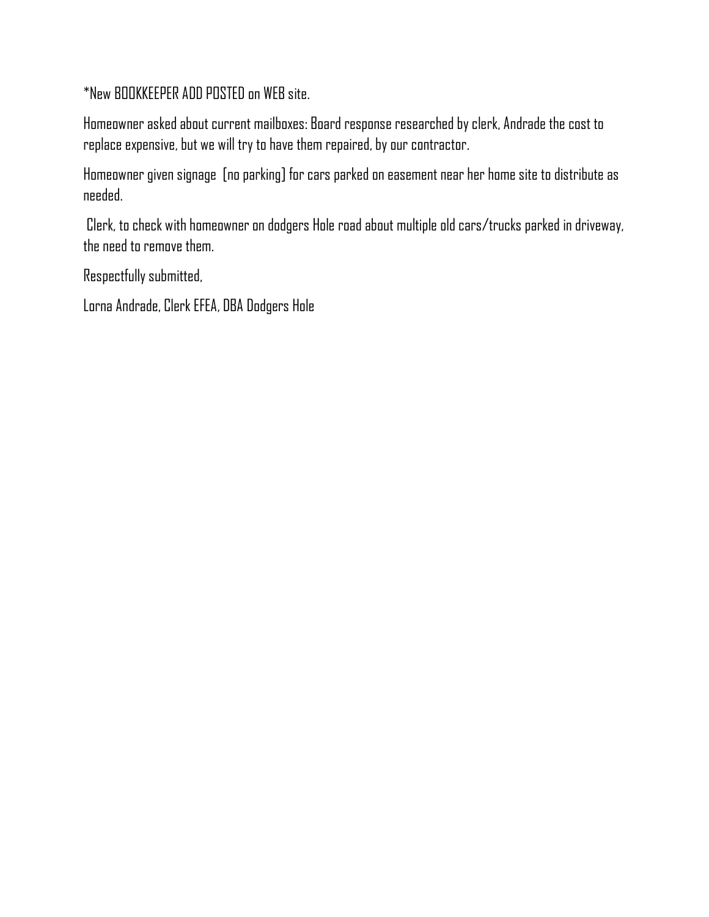*New BOOKKEEPER ADD POSTED on WEB site.

Homeowner asked about current mailboxes: Board response researched by clerk, Andrade the cost to replace expensive, but we will try to have them repaired, by our contractor.

Homeowner given signage [no parking] for cars parked on easement near her home site to distribute as needed.

Clerk, to check with homeowner on dodgers Hole road about multiple old cars/trucks parked in driveway, the need to remove them.

Respectfully submitted,

Lorna Andrade, Clerk EFEA, DBA Dodgers Hole